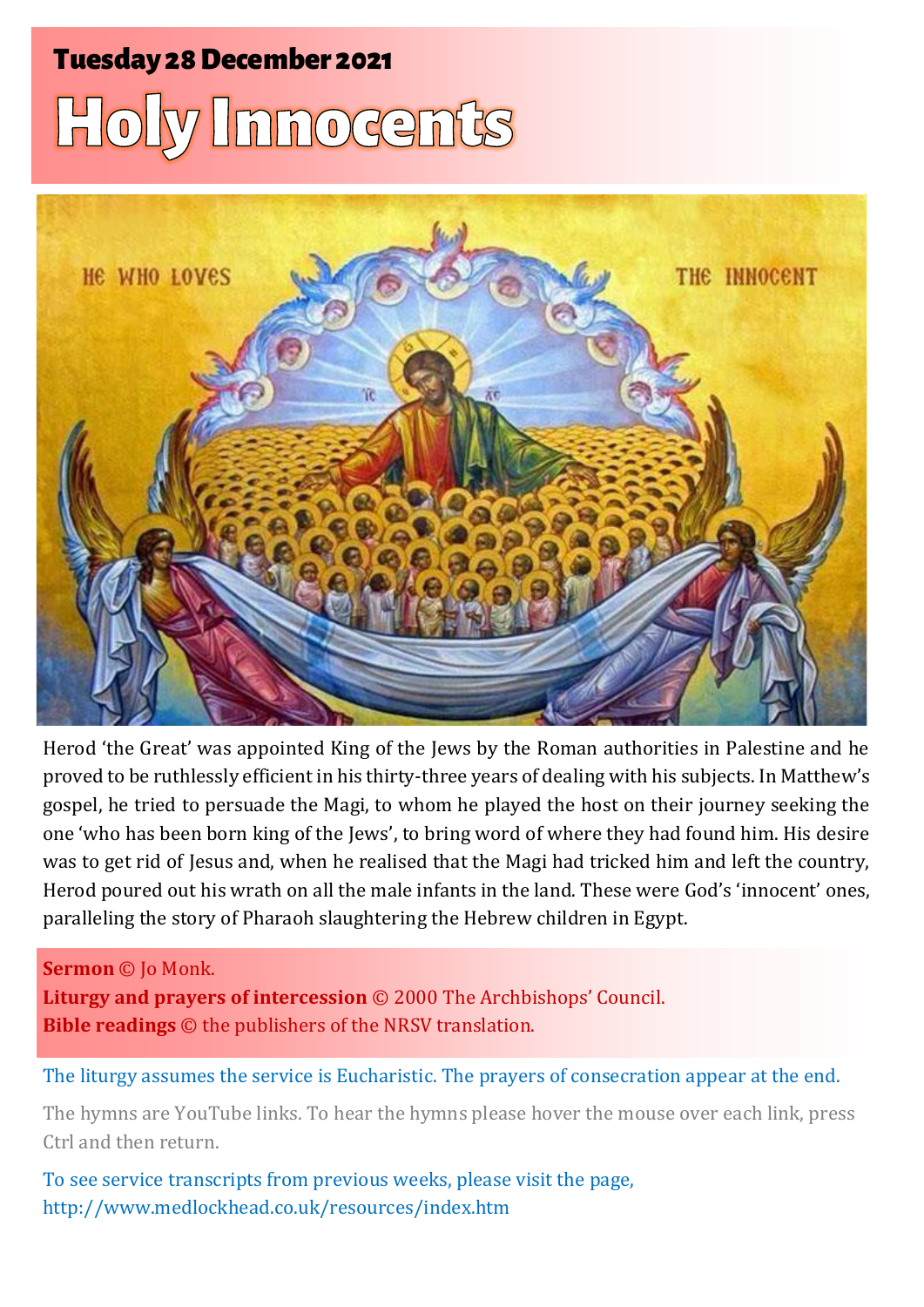**Tuesday 28 December 2021**

# Holy Innocents

Herod 'the Great' was appointed King of the Jews by the Roman authorities in Palestine and he proved to be ruthlessly efficient in his thirty-three years of dealing with his subjects. In Matthew's gospel, he tried to persuade the Magi, to whom he played the host on their journey seeking the one 'who has been born king of the Jews', to bring word of where they had found him. His desire was to get rid of Jesus and, when he realised that the Magi had tricked him and left the country, Herod poured out his wrath on all the male infants in the land. These were God's 'innocent' ones, paralleling the story of Pharaoh slaughtering the Hebrew children in Egypt.

**Sermon** © Jo Monk.
**Liturgy and prayers of intercession** © 2000 The Archbishops' Council.
**Bible readings** © the publishers of the NRSV translation.

The liturgy assumes the service is Eucharistic. The prayers of consecration appear at the end.

The hymns are YouTube links. To hear the hymns please hover the mouse over each link, press Ctrl and then return.

To see service transcripts from previous weeks, please visit the page,
http://www.medlockhead.co.uk/resources/index.htm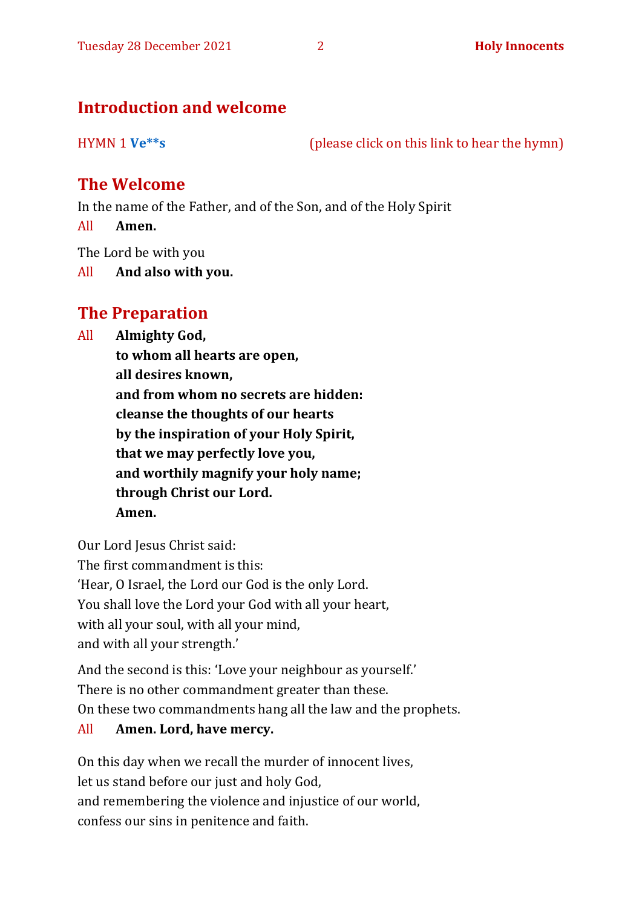## Introduction and welcome

HYMN 1 **Ve**s** (please click on this link to hear the hymn)

## The Welcome

In the name of the Father, and of the Son, and of the Holy Spirit

All **Amen.**

The Lord be with you

All **And also with you.**

## The Preparation

All **Almighty God,**
**to whom all hearts are open,**
**all desires known,**
**and from whom no secrets are hidden:**
**cleanse the thoughts of our hearts**
**by the inspiration of your Holy Spirit,**
**that we may perfectly love you,**
**and worthily magnify your holy name;**
**through Christ our Lord.**
**Amen.**

Our Lord Jesus Christ said:
The first commandment is this:
'Hear, O Israel, the Lord our God is the only Lord.
You shall love the Lord your God with all your heart,
with all your soul, with all your mind,
and with all your strength.'

And the second is this: 'Love your neighbour as yourself.'
There is no other commandment greater than these.
On these two commandments hang all the law and the prophets.

All **Amen. Lord, have mercy.**

On this day when we recall the murder of innocent lives,
let us stand before our just and holy God,
and remembering the violence and injustice of our world,
confess our sins in penitence and faith.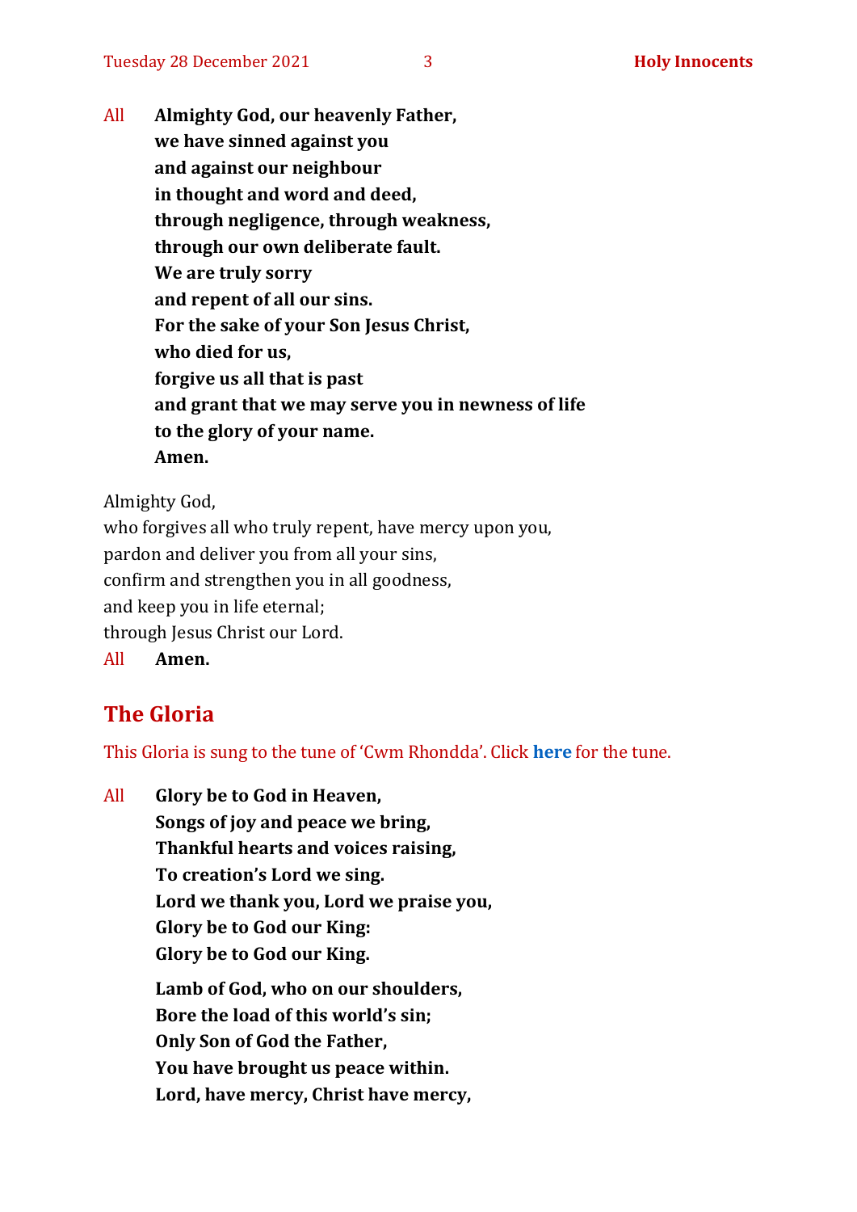All **Almighty God, our heavenly Father,**
**we have sinned against you**
**and against our neighbour**
**in thought and word and deed,**
**through negligence, through weakness,**
**through our own deliberate fault.**
**We are truly sorry**
**and repent of all our sins.**
**For the sake of your Son Jesus Christ,**
**who died for us,**
**forgive us all that is past**
**and grant that we may serve you in newness of life**
**to the glory of your name.**
**Amen.**

Almighty God,
who forgives all who truly repent, have mercy upon you,
pardon and deliver you from all your sins,
confirm and strengthen you in all goodness,
and keep you in life eternal;
through Jesus Christ our Lord.

All **Amen.**

## The Gloria

This Gloria is sung to the tune of 'Cwm Rhondda'. Click **here** for the tune.

All **Glory be to God in Heaven,**
**Songs of joy and peace we bring,**
**Thankful hearts and voices raising,**
**To creation's Lord we sing.**
**Lord we thank you, Lord we praise you,**
**Glory be to God our King:**
**Glory be to God our King.**

**Lamb of God, who on our shoulders,**
**Bore the load of this world's sin;**
**Only Son of God the Father,**
**You have brought us peace within.**
**Lord, have mercy, Christ have mercy,**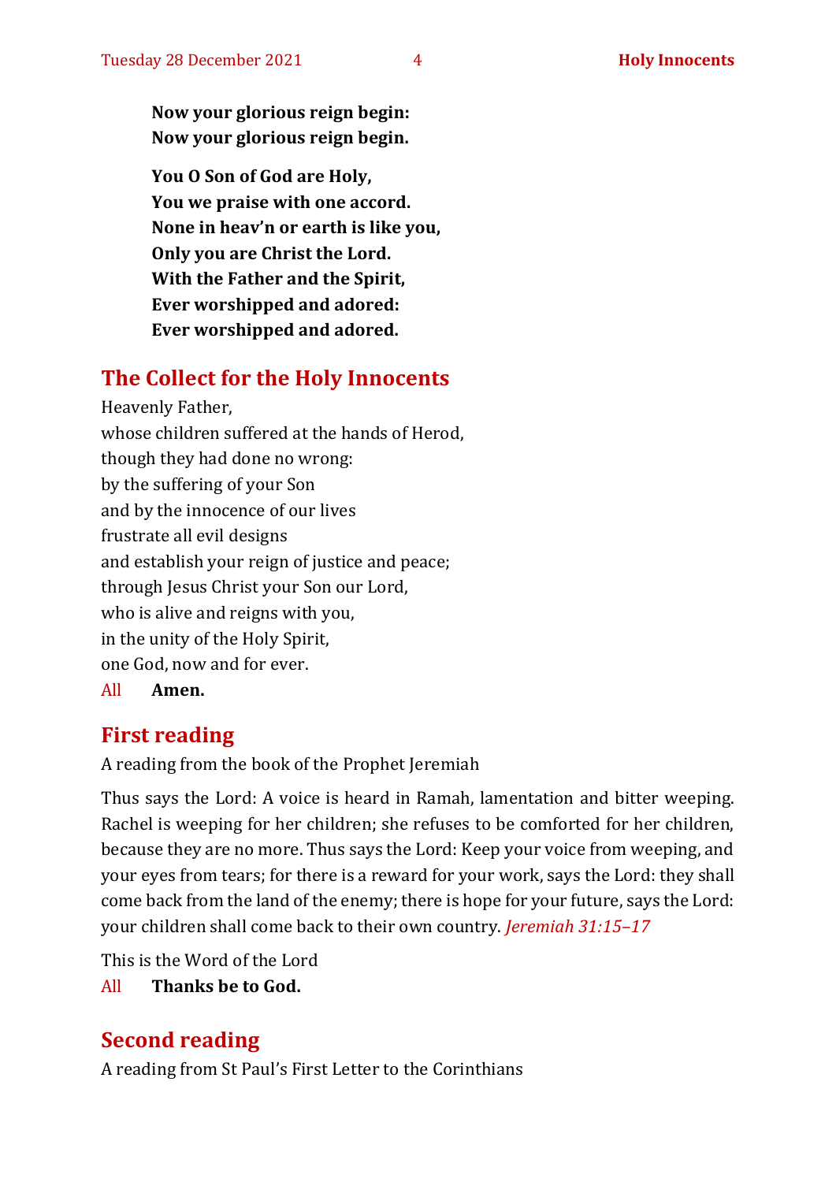**Now your glorious reign begin:**
**Now your glorious reign begin.**

**You O Son of God are Holy,**
**You we praise with one accord.**
**None in heav'n or earth is like you,**
**Only you are Christ the Lord.**
**With the Father and the Spirit,**
**Ever worshipped and adored:**
**Ever worshipped and adored.**

## The Collect for the Holy Innocents

Heavenly Father,
whose children suffered at the hands of Herod,
though they had done no wrong:
by the suffering of your Son
and by the innocence of our lives
frustrate all evil designs
and establish your reign of justice and peace;
through Jesus Christ your Son our Lord,
who is alive and reigns with you,
in the unity of the Holy Spirit,
one God, now and for ever.

All **Amen.**

## First reading

A reading from the book of the Prophet Jeremiah

Thus says the Lord: A voice is heard in Ramah, lamentation and bitter weeping. Rachel is weeping for her children; she refuses to be comforted for her children, because they are no more. Thus says the Lord: Keep your voice from weeping, and your eyes from tears; for there is a reward for your work, says the Lord: they shall come back from the land of the enemy; there is hope for your future, says the Lord: your children shall come back to their own country. *Jeremiah 31:15–17*

This is the Word of the Lord

All **Thanks be to God.**

## Second reading

A reading from St Paul's First Letter to the Corinthians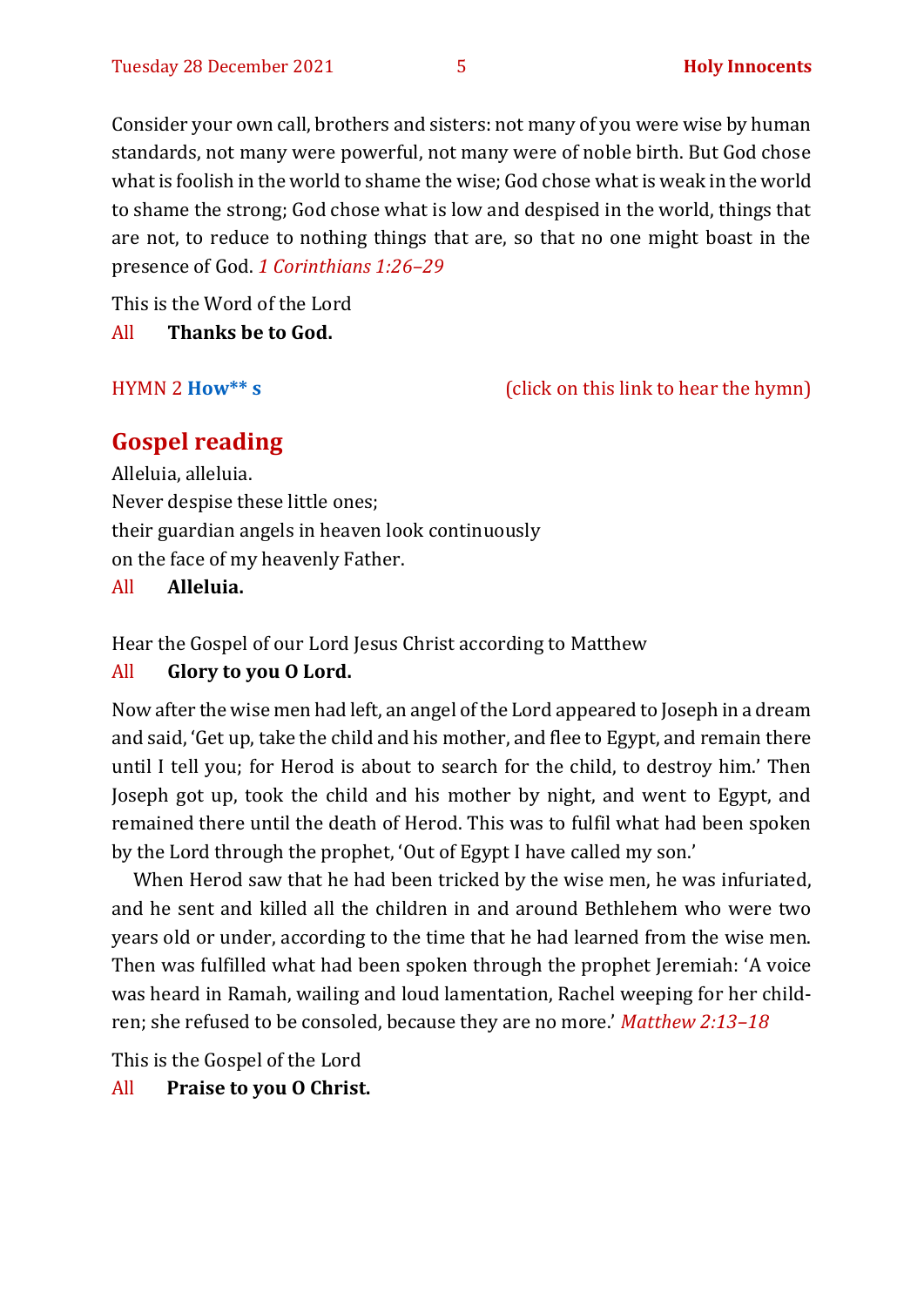Consider your own call, brothers and sisters: not many of you were wise by human standards, not many were powerful, not many were of noble birth. But God chose what is foolish in the world to shame the wise; God chose what is weak in the world to shame the strong; God chose what is low and despised in the world, things that are not, to reduce to nothing things that are, so that no one might boast in the presence of God. *1 Corinthians 1:26–29*

This is the Word of the Lord

All **Thanks be to God.**

HYMN 2 **How** s (click on this link to hear the hymn)

## Gospel reading

Alleluia, alleluia.
Never despise these little ones;
their guardian angels in heaven look continuously
on the face of my heavenly Father.

All **Alleluia.**

Hear the Gospel of our Lord Jesus Christ according to Matthew

All **Glory to you O Lord.**

Now after the wise men had left, an angel of the Lord appeared to Joseph in a dream and said, 'Get up, take the child and his mother, and flee to Egypt, and remain there until I tell you; for Herod is about to search for the child, to destroy him.' Then Joseph got up, took the child and his mother by night, and went to Egypt, and remained there until the death of Herod. This was to fulfil what had been spoken by the Lord through the prophet, 'Out of Egypt I have called my son.'

When Herod saw that he had been tricked by the wise men, he was infuriated, and he sent and killed all the children in and around Bethlehem who were two years old or under, according to the time that he had learned from the wise men. Then was fulfilled what had been spoken through the prophet Jeremiah: 'A voice was heard in Ramah, wailing and loud lamentation, Rachel weeping for her children; she refused to be consoled, because they are no more.' *Matthew 2:13–18*

This is the Gospel of the Lord

All **Praise to you O Christ.**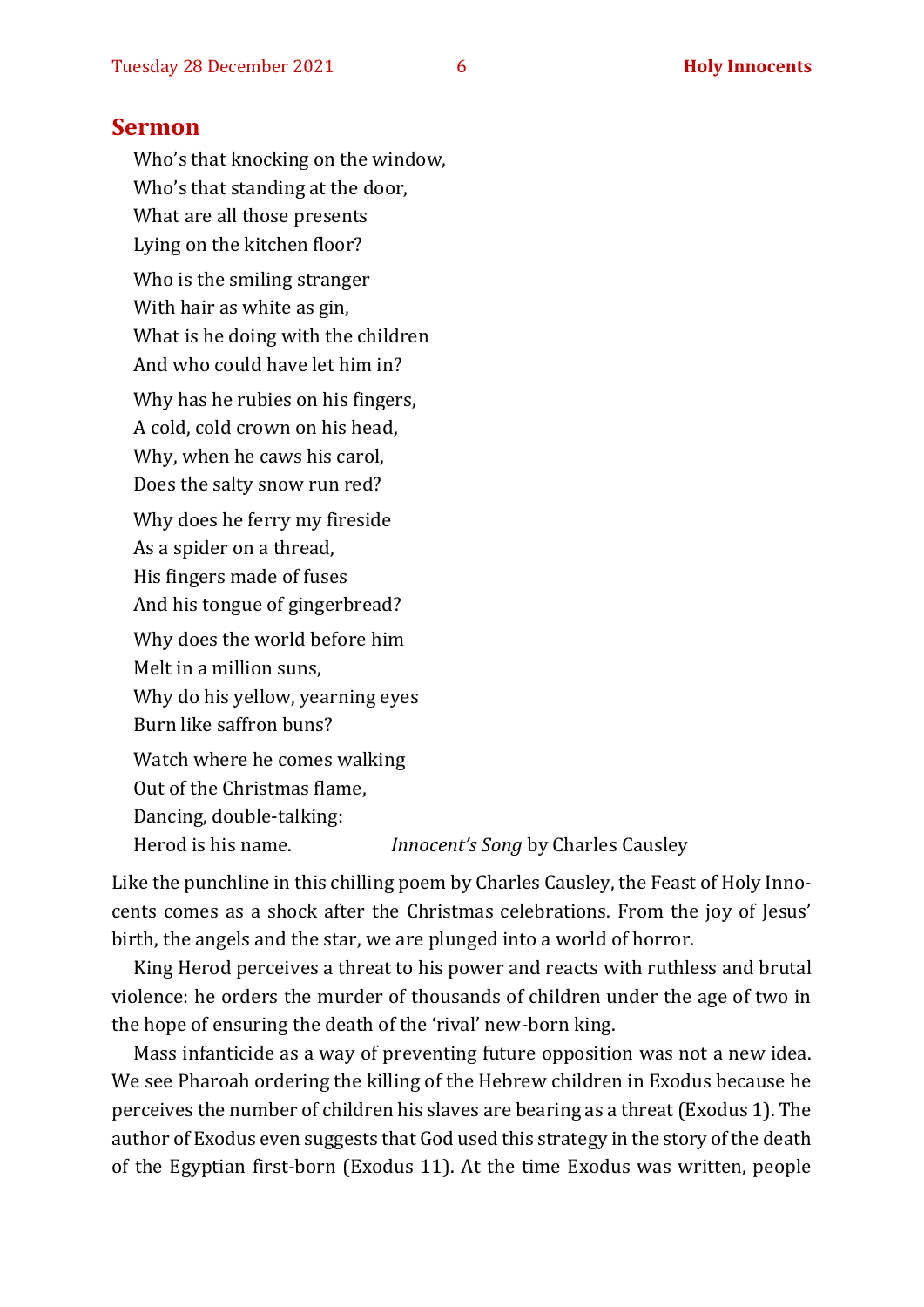## Sermon

Who's that knocking on the window,  
Who's that standing at the door,  
What are all those presents  
Lying on the kitchen floor?

Who is the smiling stranger  
With hair as white as gin,  
What is he doing with the children  
And who could have let him in?

Why has he rubies on his fingers,  
A cold, cold crown on his head,  
Why, when he caws his carol,  
Does the salty snow run red?

Why does he ferry my fireside  
As a spider on a thread,  
His fingers made of fuses  
And his tongue of gingerbread?

Why does the world before him  
Melt in a million suns,  
Why do his yellow, yearning eyes  
Burn like saffron buns?

Watch where he comes walking  
Out of the Christmas flame,  
Dancing, double-talking:  
Herod is his name.

*Innocent's Song* by Charles Causley

Like the punchline in this chilling poem by Charles Causley, the Feast of Holy Innocents comes as a shock after the Christmas celebrations. From the joy of Jesus' birth, the angels and the star, we are plunged into a world of horror.

King Herod perceives a threat to his power and reacts with ruthless and brutal violence: he orders the murder of thousands of children under the age of two in the hope of ensuring the death of the 'rival' new-born king.

Mass infanticide as a way of preventing future opposition was not a new idea. We see Pharoah ordering the killing of the Hebrew children in Exodus because he perceives the number of children his slaves are bearing as a threat (Exodus 1). The author of Exodus even suggests that God used this strategy in the story of the death of the Egyptian first-born (Exodus 11). At the time Exodus was written, people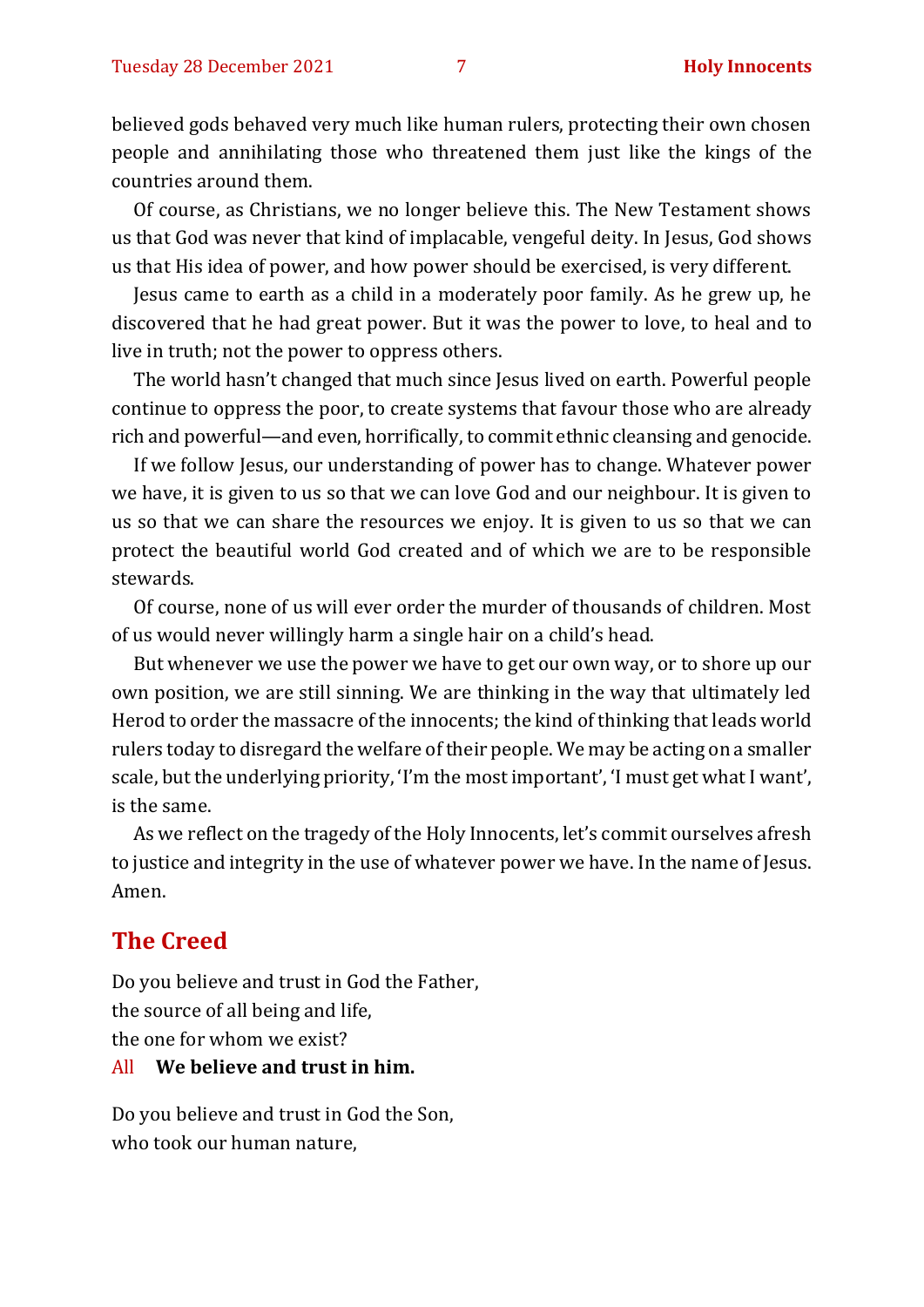believed gods behaved very much like human rulers, protecting their own chosen people and annihilating those who threatened them just like the kings of the countries around them.

Of course, as Christians, we no longer believe this. The New Testament shows us that God was never that kind of implacable, vengeful deity. In Jesus, God shows us that His idea of power, and how power should be exercised, is very different.

Jesus came to earth as a child in a moderately poor family. As he grew up, he discovered that he had great power. But it was the power to love, to heal and to live in truth; not the power to oppress others.

The world hasn't changed that much since Jesus lived on earth. Powerful people continue to oppress the poor, to create systems that favour those who are already rich and powerful—and even, horrifically, to commit ethnic cleansing and genocide.

If we follow Jesus, our understanding of power has to change. Whatever power we have, it is given to us so that we can love God and our neighbour. It is given to us so that we can share the resources we enjoy. It is given to us so that we can protect the beautiful world God created and of which we are to be responsible stewards.

Of course, none of us will ever order the murder of thousands of children. Most of us would never willingly harm a single hair on a child's head.

But whenever we use the power we have to get our own way, or to shore up our own position, we are still sinning. We are thinking in the way that ultimately led Herod to order the massacre of the innocents; the kind of thinking that leads world rulers today to disregard the welfare of their people. We may be acting on a smaller scale, but the underlying priority, 'I'm the most important', 'I must get what I want', is the same.

As we reflect on the tragedy of the Holy Innocents, let's commit ourselves afresh to justice and integrity in the use of whatever power we have. In the name of Jesus. Amen.

## The Creed

Do you believe and trust in God the Father,
the source of all being and life,
the one for whom we exist?

All **We believe and trust in him.**

Do you believe and trust in God the Son,
who took our human nature,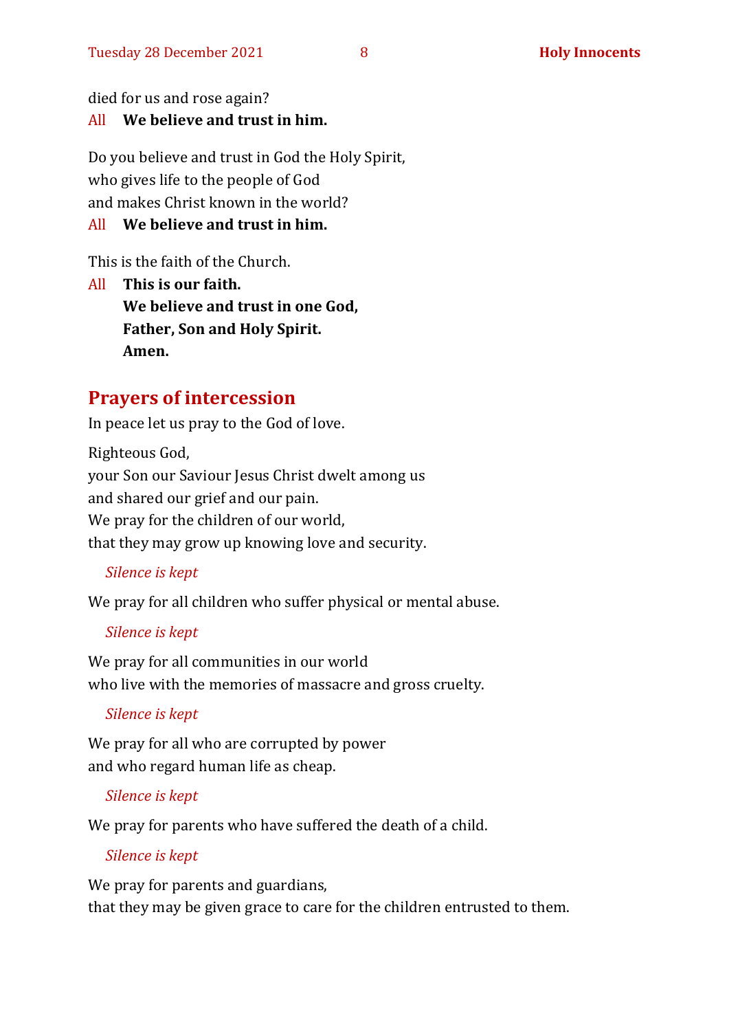died for us and rose again?

All **We believe and trust in him.**

Do you believe and trust in God the Holy Spirit,
who gives life to the people of God
and makes Christ known in the world?

All **We believe and trust in him.**

This is the faith of the Church.

All **This is our faith.**
**We believe and trust in one God,**
**Father, Son and Holy Spirit.**
**Amen.**

## Prayers of intercession

In peace let us pray to the God of love.

Righteous God,
your Son our Saviour Jesus Christ dwelt among us
and shared our grief and our pain.
We pray for the children of our world,
that they may grow up knowing love and security.

*Silence is kept*

We pray for all children who suffer physical or mental abuse.

*Silence is kept*

We pray for all communities in our world
who live with the memories of massacre and gross cruelty.

*Silence is kept*

We pray for all who are corrupted by power
and who regard human life as cheap.

*Silence is kept*

We pray for parents who have suffered the death of a child.

*Silence is kept*

We pray for parents and guardians,
that they may be given grace to care for the children entrusted to them.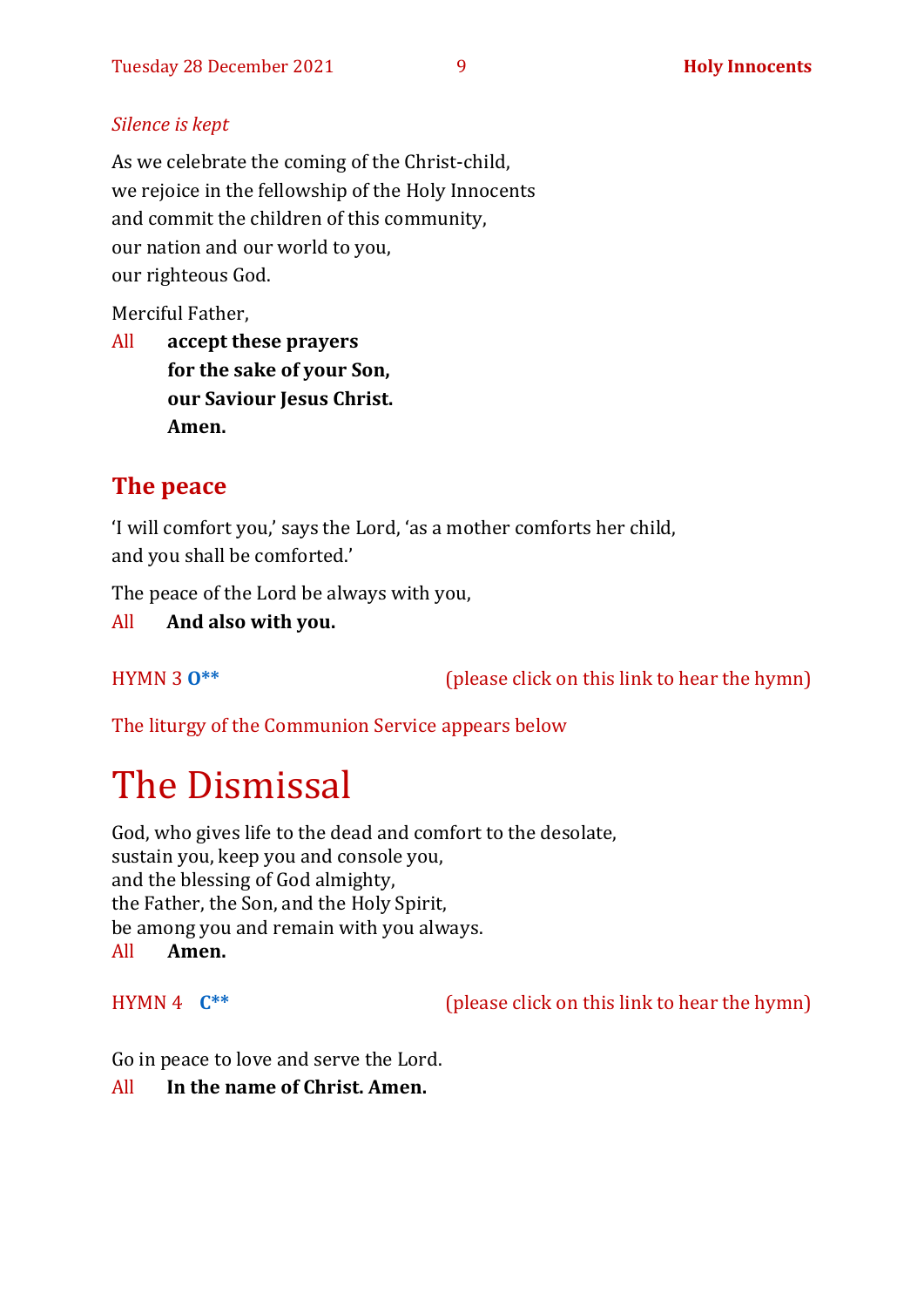*Silence is kept*

As we celebrate the coming of the Christ-child,
we rejoice in the fellowship of the Holy Innocents
and commit the children of this community,
our nation and our world to you,
our righteous God.

Merciful Father,

All **accept these prayers**
**for the sake of your Son,**
**our Saviour Jesus Christ.**
**Amen.**

## The peace

'I will comfort you,' says the Lord, 'as a mother comforts her child,
and you shall be comforted.'

The peace of the Lord be always with you,

All **And also with you.**

HYMN 3 **O**** (please click on this link to hear the hymn)

The liturgy of the Communion Service appears below

# The Dismissal

God, who gives life to the dead and comfort to the desolate,
sustain you, keep you and console you,
and the blessing of God almighty,
the Father, the Son, and the Holy Spirit,
be among you and remain with you always.
All **Amen.**

HYMN 4 **C**** (please click on this link to hear the hymn)

Go in peace to love and serve the Lord.

All **In the name of Christ. Amen.**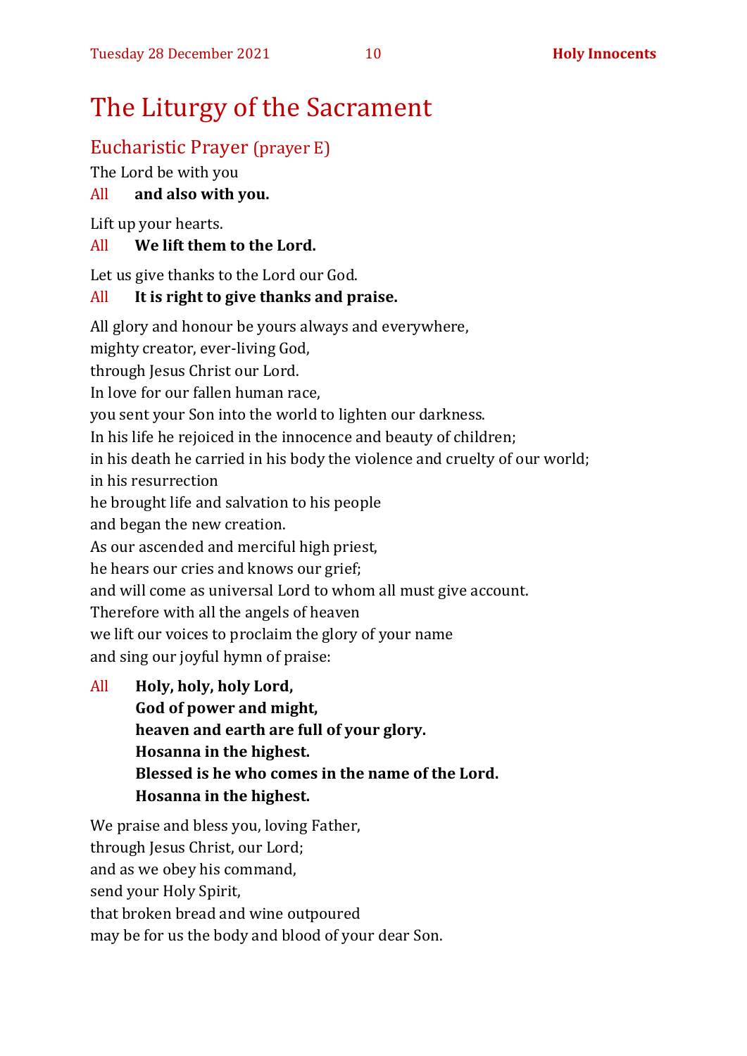# The Liturgy of the Sacrament

## Eucharistic Prayer (prayer E)

The Lord be with you

All **and also with you.**

Lift up your hearts.

All **We lift them to the Lord.**

Let us give thanks to the Lord our God.

All **It is right to give thanks and praise.**

All glory and honour be yours always and everywhere,
mighty creator, ever-living God,
through Jesus Christ our Lord.
In love for our fallen human race,
you sent your Son into the world to lighten our darkness.
In his life he rejoiced in the innocence and beauty of children;
in his death he carried in his body the violence and cruelty of our world;
in his resurrection
he brought life and salvation to his people
and began the new creation.
As our ascended and merciful high priest,
he hears our cries and knows our grief;
and will come as universal Lord to whom all must give account.
Therefore with all the angels of heaven
we lift our voices to proclaim the glory of your name
and sing our joyful hymn of praise:

All **Holy, holy, holy Lord,**
**God of power and might,**
**heaven and earth are full of your glory.**
**Hosanna in the highest.**
**Blessed is he who comes in the name of the Lord.**
**Hosanna in the highest.**

We praise and bless you, loving Father,
through Jesus Christ, our Lord;
and as we obey his command,
send your Holy Spirit,
that broken bread and wine outpoured
may be for us the body and blood of your dear Son.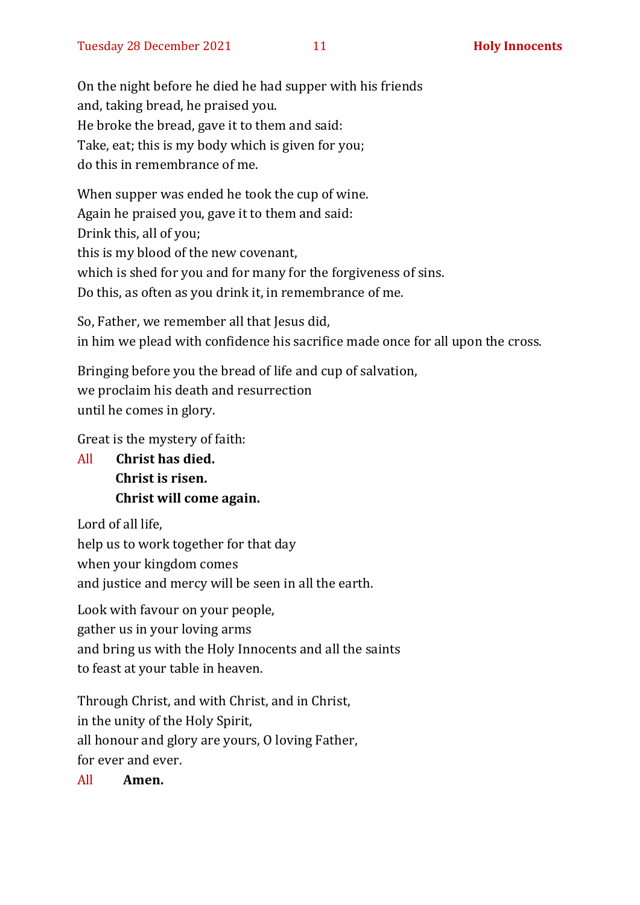On the night before he died he had supper with his friends
and, taking bread, he praised you.
He broke the bread, gave it to them and said:
Take, eat; this is my body which is given for you;
do this in remembrance of me.

When supper was ended he took the cup of wine.
Again he praised you, gave it to them and said:
Drink this, all of you;
this is my blood of the new covenant,
which is shed for you and for many for the forgiveness of sins.
Do this, as often as you drink it, in remembrance of me.

So, Father, we remember all that Jesus did,
in him we plead with confidence his sacrifice made once for all upon the cross.

Bringing before you the bread of life and cup of salvation,
we proclaim his death and resurrection
until he comes in glory.

Great is the mystery of faith:

All **Christ has died.**
**Christ is risen.**
**Christ will come again.**

Lord of all life,
help us to work together for that day
when your kingdom comes
and justice and mercy will be seen in all the earth.

Look with favour on your people,
gather us in your loving arms
and bring us with the Holy Innocents and all the saints
to feast at your table in heaven.

Through Christ, and with Christ, and in Christ,
in the unity of the Holy Spirit,
all honour and glory are yours, O loving Father,
for ever and ever.

All **Amen.**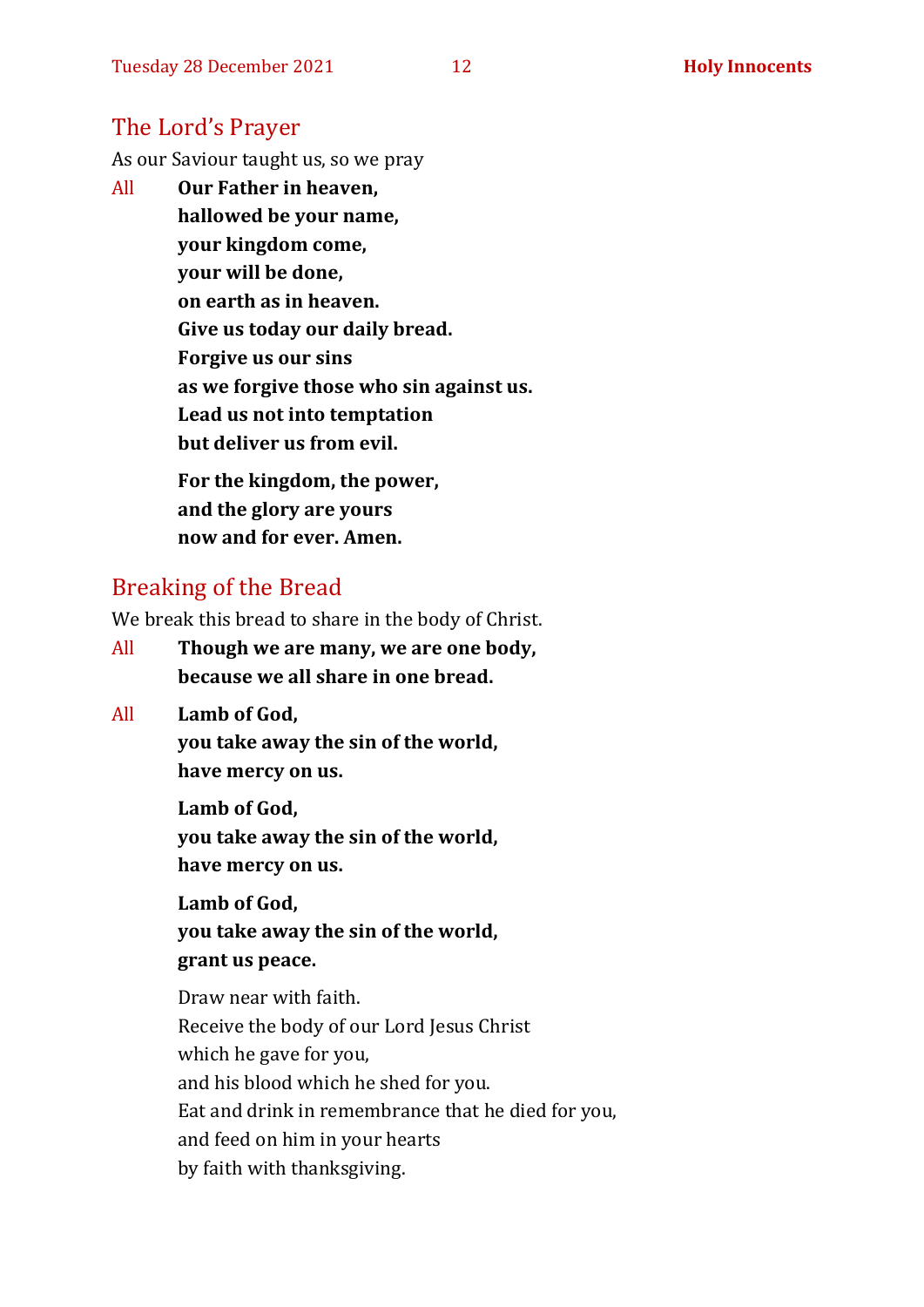## The Lord's Prayer

As our Saviour taught us, so we pray

All **Our Father in heaven,**
**hallowed be your name,**
**your kingdom come,**
**your will be done,**
**on earth as in heaven.**
**Give us today our daily bread.**
**Forgive us our sins**
**as we forgive those who sin against us.**
**Lead us not into temptation**
**but deliver us from evil.**

**For the kingdom, the power,**
**and the glory are yours**
**now and for ever. Amen.**

## Breaking of the Bread

We break this bread to share in the body of Christ.

All **Though we are many, we are one body,**
**because we all share in one bread.**

All **Lamb of God,**
**you take away the sin of the world,**
**have mercy on us.**

**Lamb of God,**
**you take away the sin of the world,**
**have mercy on us.**

**Lamb of God,**
**you take away the sin of the world,**
**grant us peace.**

Draw near with faith.
Receive the body of our Lord Jesus Christ
which he gave for you,
and his blood which he shed for you.
Eat and drink in remembrance that he died for you,
and feed on him in your hearts
by faith with thanksgiving.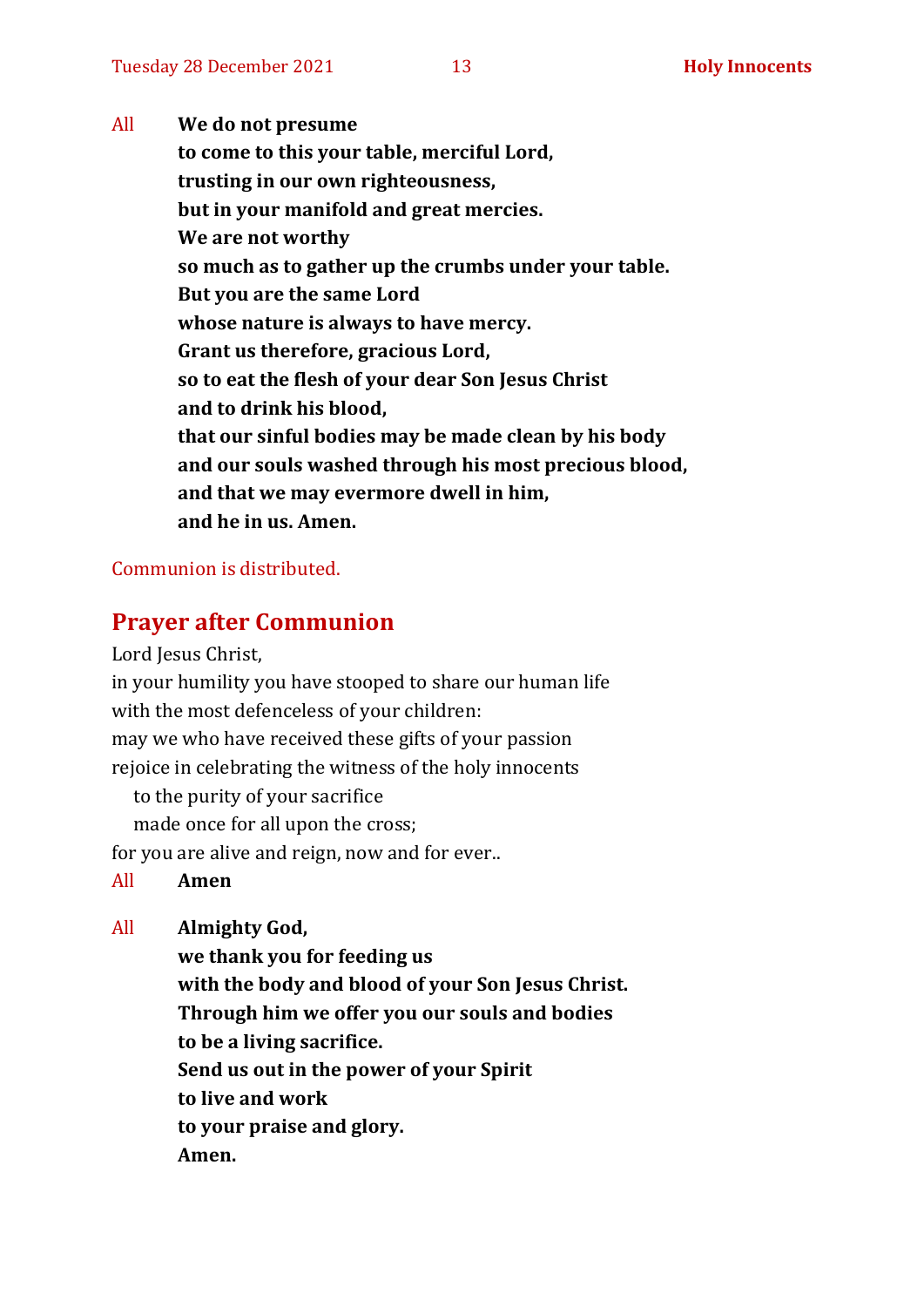All **We do not presume**
**to come to this your table, merciful Lord,**
**trusting in our own righteousness,**
**but in your manifold and great mercies.**
**We are not worthy**
**so much as to gather up the crumbs under your table.**
**But you are the same Lord**
**whose nature is always to have mercy.**
**Grant us therefore, gracious Lord,**
**so to eat the flesh of your dear Son Jesus Christ**
**and to drink his blood,**
**that our sinful bodies may be made clean by his body**
**and our souls washed through his most precious blood,**
**and that we may evermore dwell in him,**
**and he in us. Amen.**

Communion is distributed.

## Prayer after Communion

Lord Jesus Christ,
in your humility you have stooped to share our human life
with the most defenceless of your children:
may we who have received these gifts of your passion
rejoice in celebrating the witness of the holy innocents
to the purity of your sacrifice
made once for all upon the cross;
for you are alive and reign, now and for ever..

All **Amen**

All **Almighty God,**
**we thank you for feeding us**
**with the body and blood of your Son Jesus Christ.**
**Through him we offer you our souls and bodies**
**to be a living sacrifice.**
**Send us out in the power of your Spirit**
**to live and work**
**to your praise and glory.**
**Amen.**